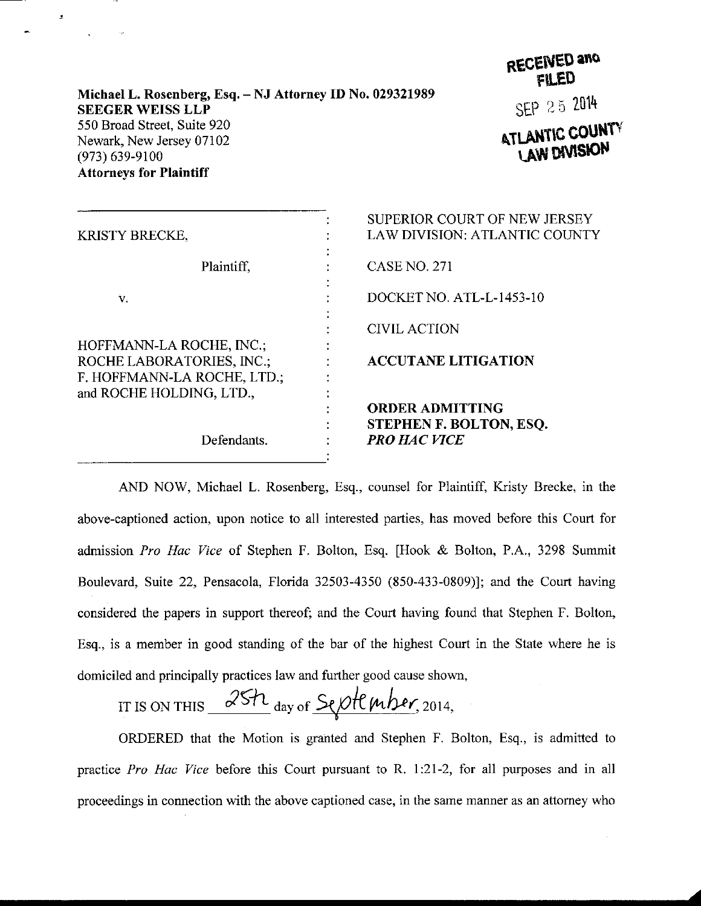**Michael L. Rosenberg, Esq. – NJ Attorney ID No. 029321989**
**SEEGER WEISS LLP**
550 Broad Street, Suite 920
Newark, New Jersey 07102
(973) 639-9100
**Attorneys for Plaintiff**

RECEIVED and FILED
SEP 25 2014
ATLANTIC COUNTY LAW DIVISION

| | |
|---|---|
| KRISTY BRECKE, | SUPERIOR COURT OF NEW JERSEY LAW DIVISION: ATLANTIC COUNTY |
| Plaintiff, | CASE NO. 271 |
| v. | DOCKET NO. ATL-L-1453-10 |
| | CIVIL ACTION |
| HOFFMANN-LA ROCHE, INC.; ROCHE LABORATORIES, INC.; F. HOFFMANN-LA ROCHE, LTD.; and ROCHE HOLDING, LTD., | **ACCUTANE LITIGATION** |
| Defendants. | **ORDER ADMITTING STEPHEN F. BOLTON, ESQ. *PRO HAC VICE*** |

AND NOW, Michael L. Rosenberg, Esq., counsel for Plaintiff, Kristy Brecke, in the above-captioned action, upon notice to all interested parties, has moved before this Court for admission *Pro Hac Vice* of Stephen F. Bolton, Esq. [Hook & Bolton, P.A., 3298 Summit Boulevard, Suite 22, Pensacola, Florida 32503-4350 (850-433-0809)]; and the Court having considered the papers in support thereof; and the Court having found that Stephen F. Bolton, Esq., is a member in good standing of the bar of the highest Court in the State where he is domiciled and principally practices law and further good cause shown,

IT IS ON THIS 25th day of September, 2014,

ORDERED that the Motion is granted and Stephen F. Bolton, Esq., is admitted to practice *Pro Hac Vice* before this Court pursuant to R. 1:21-2, for all purposes and in all proceedings in connection with the above captioned case, in the same manner as an attorney who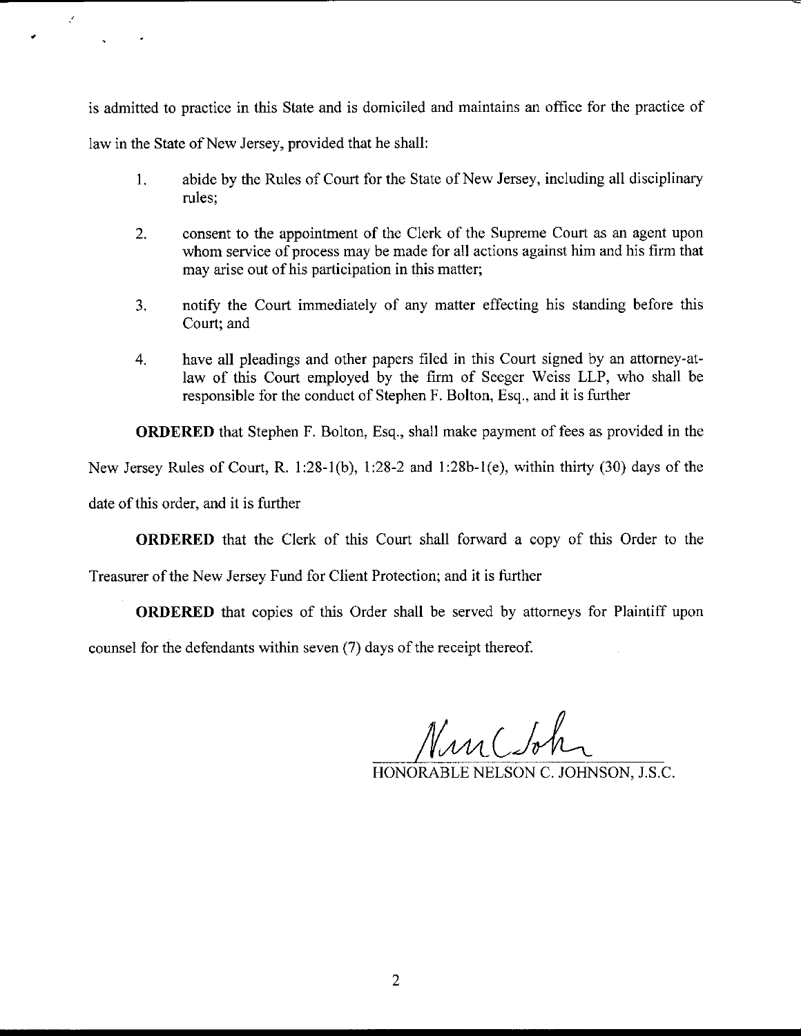is admitted to practice in this State and is domiciled and maintains an office for the practice of law in the State of New Jersey, provided that he shall:

1. abide by the Rules of Court for the State of New Jersey, including all disciplinary rules;

2. consent to the appointment of the Clerk of the Supreme Court as an agent upon whom service of process may be made for all actions against him and his firm that may arise out of his participation in this matter;

3. notify the Court immediately of any matter effecting his standing before this Court; and

4. have all pleadings and other papers filed in this Court signed by an attorney-at-law of this Court employed by the firm of Seeger Weiss LLP, who shall be responsible for the conduct of Stephen F. Bolton, Esq., and it is further

**ORDERED** that Stephen F. Bolton, Esq., shall make payment of fees as provided in the New Jersey Rules of Court, R. 1:28-1(b), 1:28-2 and 1:28b-1(e), within thirty (30) days of the date of this order, and it is further

**ORDERED** that the Clerk of this Court shall forward a copy of this Order to the Treasurer of the New Jersey Fund for Client Protection; and it is further

**ORDERED** that copies of this Order shall be served by attorneys for Plaintiff upon counsel for the defendants within seven (7) days of the receipt thereof.

HONORABLE NELSON C. JOHNSON, J.S.C.